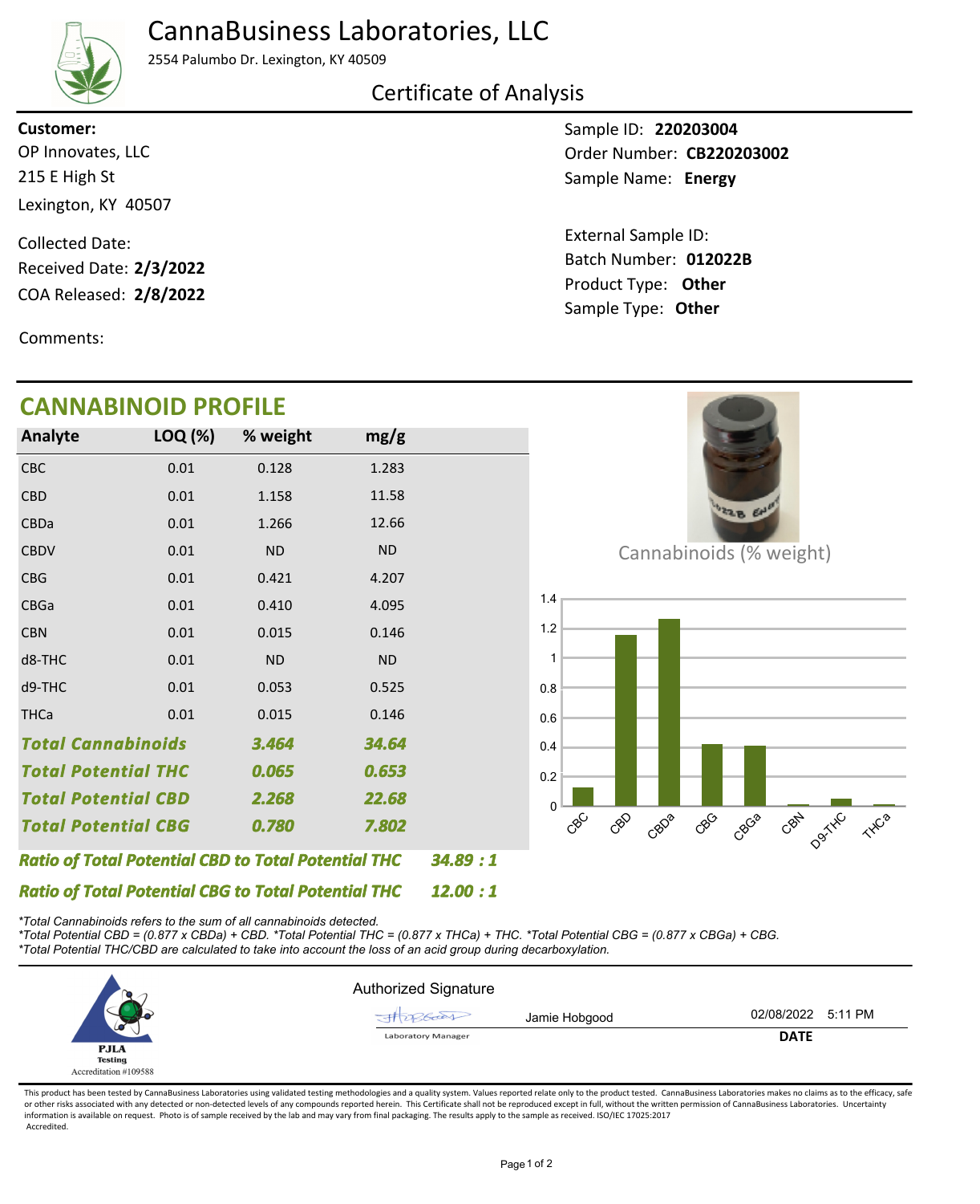# CannaBusiness Laboratories, LLC

2554 Palumbo Dr. Lexington, KY 40509

## Certificate of Analysis

**Customer:**
OP Innovates, LLC
215 E High St
Lexington, KY 40507

Collected Date:
Received Date: **2/3/2022**
COA Released: **2/8/2022**

Comments:

Sample ID: **220203004**
Order Number: **CB220203002**
Sample Name: **Energy**

External Sample ID:
Batch Number: **012022B**
Product Type: **Other**
Sample Type: **Other**

## CANNABINOID PROFILE

| Analyte | LOQ (%) | % weight | mg/g |
|---|---|---|---|
| CBC | 0.01 | 0.128 | 1.283 |
| CBD | 0.01 | 1.158 | 11.58 |
| CBDa | 0.01 | 1.266 | 12.66 |
| CBDV | 0.01 | ND | ND |
| CBG | 0.01 | 0.421 | 4.207 |
| CBGa | 0.01 | 0.410 | 4.095 |
| CBN | 0.01 | 0.015 | 0.146 |
| d8-THC | 0.01 | ND | ND |
| d9-THC | 0.01 | 0.053 | 0.525 |
| THCa | 0.01 | 0.015 | 0.146 |
| ***Total Cannabinoids*** | | ***3.464*** | ***34.64*** |
| ***Total Potential THC*** | | ***0.065*** | ***0.653*** |
| ***Total Potential CBD*** | | ***2.268*** | ***22.68*** |
| ***Total Potential CBG*** | | ***0.780*** | ***7.802*** |

***Ratio of Total Potential CBD to Total Potential THC 34.89 : 1***

***Ratio of Total Potential CBG to Total Potential THC 12.00 : 1***

Cannabinoids (% weight)

1.4
1.2
1
0.8
0.6
0.4
0.2
0
CBC CBD CBDa CBG CBGa CBN D9-THC THCa

*\*Total Cannabinoids refers to the sum of all cannabinoids detected.*
*\*Total Potential CBD = (0.877 x CBDa) + CBD. \*Total Potential THC = (0.877 x THCa) + THC. \*Total Potential CBG = (0.877 x CBGa) + CBG.*
*\*Total Potential THC/CBD are calculated to take into account the loss of an acid group during decarboxylation.*

PJLA Testing
Accreditation #109588

Authorized Signature

Jamie Hobgood — Laboratory Manager — 02/08/2022 5:11 PM

**DATE**

This product has been tested by CannaBusiness Laboratories using validated testing methodologies and a quality system. Values reported relate only to the product tested. CannaBusiness Laboratories makes no claims as to the efficacy, safe or other risks associated with any detected or non-detected levels of any compounds reported herein. This Certificate shall not be reproduced except in full, without the written permission of CannaBusiness Laboratories. Uncertainty information is available on request. Photo is of sample received by the lab and may vary from final packaging. The results apply to the sample as received. ISO/IEC 17025:2017 Accredited.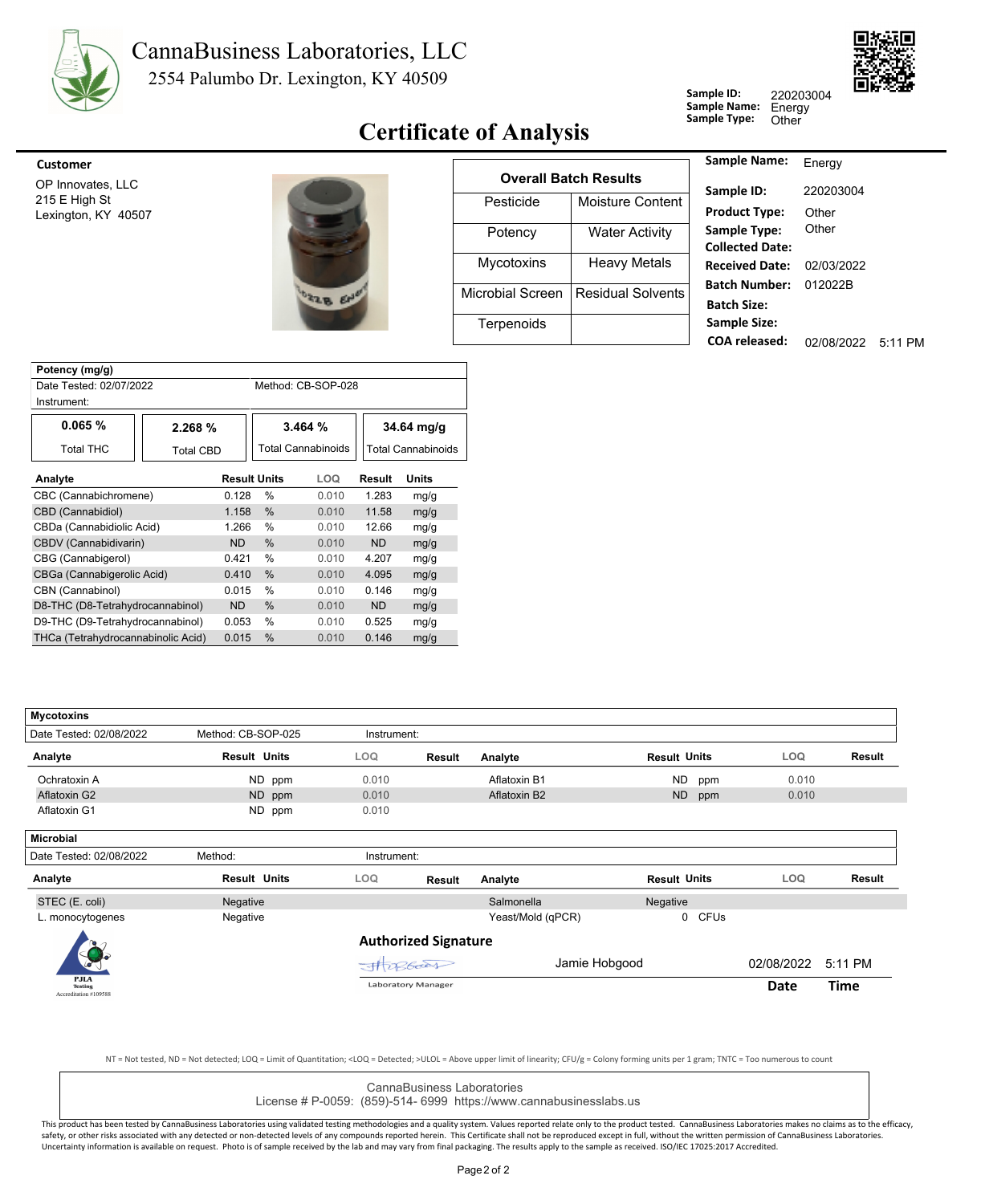# CannaBusiness Laboratories, LLC

2554 Palumbo Dr. Lexington, KY 40509

**Sample ID:** 220203004
**Sample Name:** Energy
**Sample Type:** Other

## Certificate of Analysis

**Customer**

OP Innovates, LLC
215 E High St
Lexington, KY 40507

| Overall Batch Results | |
|---|---|
| Pesticide | Moisture Content |
| Potency | Water Activity |
| Mycotoxins | Heavy Metals |
| Microbial Screen | Residual Solvents |
| Terpenoids | |

| | |
|---|---|
| **Sample Name:** | Energy |
| **Sample ID:** | 220203004 |
| **Product Type:** | Other |
| **Sample Type:** | Other |
| **Collected Date:** | |
| **Received Date:** | 02/03/2022 |
| **Batch Number:** | 012022B |
| **Batch Size:** | |
| **Sample Size:** | |
| **COA released:** | 02/08/2022 5:11 PM |

### Potency (mg/g)

Date Tested: 02/07/2022 — Method: CB-SOP-028
Instrument:

| 0.065 % | 2.268 % | 3.464 % | 34.64 mg/g |
|---|---|---|---|
| Total THC | Total CBD | Total Cannabinoids | Total Cannabinoids |

| Analyte | Result | Units | LOQ | Result | Units |
|---|---|---|---|---|---|
| CBC (Cannabichromene) | 0.128 | % | 0.010 | 1.283 | mg/g |
| CBD (Cannabidiol) | 1.158 | % | 0.010 | 11.58 | mg/g |
| CBDa (Cannabidiolic Acid) | 1.266 | % | 0.010 | 12.66 | mg/g |
| CBDV (Cannabidivarin) | ND | % | 0.010 | ND | mg/g |
| CBG (Cannabigerol) | 0.421 | % | 0.010 | 4.207 | mg/g |
| CBGa (Cannabigerolic Acid) | 0.410 | % | 0.010 | 4.095 | mg/g |
| CBN (Cannabinol) | 0.015 | % | 0.010 | 0.146 | mg/g |
| D8-THC (D8-Tetrahydrocannabinol) | ND | % | 0.010 | ND | mg/g |
| D9-THC (D9-Tetrahydrocannabinol) | 0.053 | % | 0.010 | 0.525 | mg/g |
| THCa (Tetrahydrocannabinolic Acid) | 0.015 | % | 0.010 | 0.146 | mg/g |

### Mycotoxins

Date Tested: 02/08/2022 — Method: CB-SOP-025 — Instrument:

| Analyte | Result | Units | LOQ | Result | Analyte | Result | Units | LOQ | Result |
|---|---|---|---|---|---|---|---|---|---|
| Ochratoxin A | ND | ppm | 0.010 | | Aflatoxin B1 | ND | ppm | 0.010 | |
| Aflatoxin G2 | ND | ppm | 0.010 | | Aflatoxin B2 | ND | ppm | 0.010 | |
| Aflatoxin G1 | ND | ppm | 0.010 | | | | | | |

### Microbial

Date Tested: 02/08/2022 — Method: — Instrument:

| Analyte | Result | Units | LOQ | Result | Analyte | Result | Units | LOQ | Result |
|---|---|---|---|---|---|---|---|---|---|
| STEC (E. coli) | Negative | | | | Salmonella | Negative | | | |
| L. monocytogenes | Negative | | | | Yeast/Mold (qPCR) | 0 | CFUs | | |

PJLA Testing Accreditation #109588

**Authorized Signature**

Jamie Hobgood — Laboratory Manager — 02/08/2022 5:11 PM

**Date** **Time**

NT = Not tested, ND = Not detected; LOQ = Limit of Quantitation; <LOQ = Detected; >ULOL = Above upper limit of linearity; CFU/g = Colony forming units per 1 gram; TNTC = Too numerous to count

CannaBusiness Laboratories
License # P-0059: (859)-514- 6999 https://www.cannabusinesslabs.us

This product has been tested by CannaBusiness Laboratories using validated testing methodologies and a quality system. Values reported relate only to the product tested. CannaBusiness Laboratories makes no claims as to the efficacy, safety, or other risks associated with any detected or non-detected levels of any compounds reported herein. This Certificate shall not be reproduced except in full, without the written permission of CannaBusiness Laboratories. Uncertainty information is available on request. Photo is of sample received by the lab and may vary from final packaging. The results apply to the sample as received. ISO/IEC 17025:2017 Accredited.